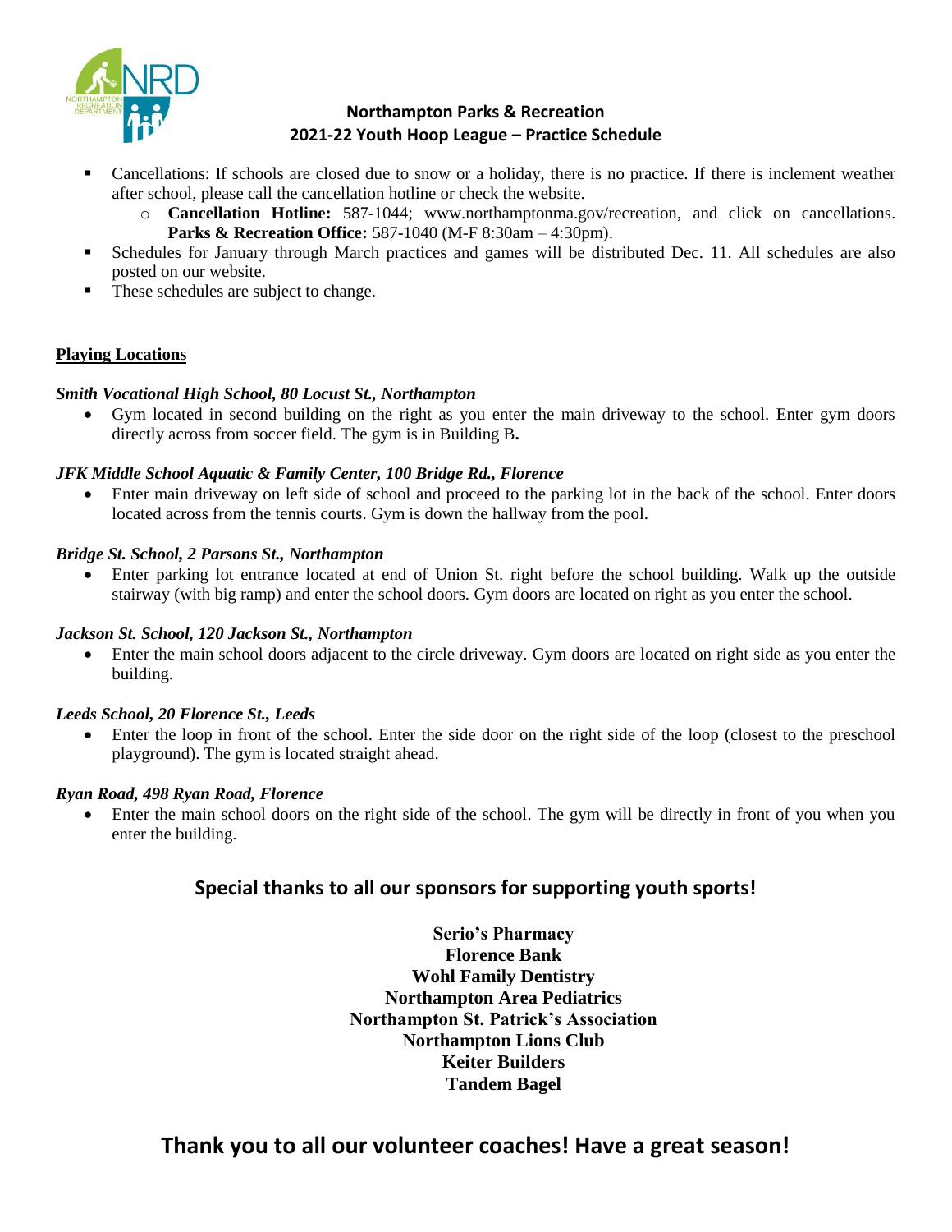# Northampton Parks & Recreation
## 2021-22 Youth Hoop League – Practice Schedule

- Cancellations: If schools are closed due to snow or a holiday, there is no practice. If there is inclement weather after school, please call the cancellation hotline or check the website.
  - **Cancellation Hotline:** 587-1044; www.northamptonma.gov/recreation, and click on cancellations. **Parks & Recreation Office:** 587-1040 (M-F 8:30am – 4:30pm).
- Schedules for January through March practices and games will be distributed Dec. 11. All schedules are also posted on our website.
- These schedules are subject to change.

**Playing Locations**

***Smith Vocational High School, 80 Locust St., Northampton***

- Gym located in second building on the right as you enter the main driveway to the school. Enter gym doors directly across from soccer field. The gym is in Building B**.**

***JFK Middle School Aquatic & Family Center, 100 Bridge Rd., Florence***

- Enter main driveway on left side of school and proceed to the parking lot in the back of the school. Enter doors located across from the tennis courts. Gym is down the hallway from the pool.

***Bridge St. School, 2 Parsons St., Northampton***

- Enter parking lot entrance located at end of Union St. right before the school building. Walk up the outside stairway (with big ramp) and enter the school doors. Gym doors are located on right as you enter the school.

***Jackson St. School, 120 Jackson St., Northampton***

- Enter the main school doors adjacent to the circle driveway. Gym doors are located on right side as you enter the building.

***Leeds School, 20 Florence St., Leeds***

- Enter the loop in front of the school. Enter the side door on the right side of the loop (closest to the preschool playground). The gym is located straight ahead.

***Ryan Road, 498 Ryan Road, Florence***

- Enter the main school doors on the right side of the school. The gym will be directly in front of you when you enter the building.

## Special thanks to all our sponsors for supporting youth sports!

**Serio's Pharmacy**
**Florence Bank**
**Wohl Family Dentistry**
**Northampton Area Pediatrics**
**Northampton St. Patrick's Association**
**Northampton Lions Club**
**Keiter Builders**
**Tandem Bagel**

## Thank you to all our volunteer coaches! Have a great season!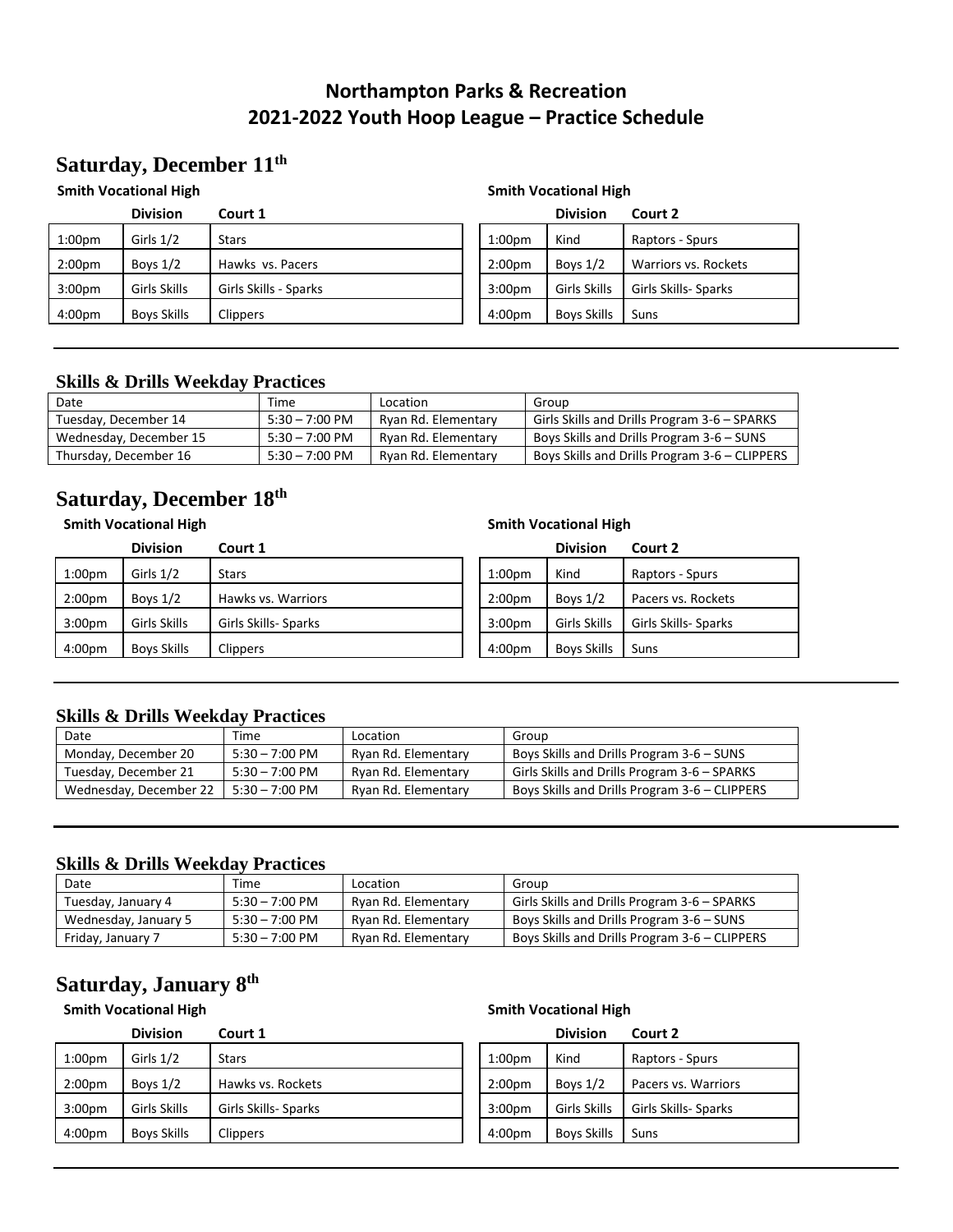# Northampton Parks & Recreation
# 2021-2022 Youth Hoop League – Practice Schedule

## Saturday, December 11th

**Smith Vocational High**

| | Division | Court 1 |
|---|---|---|
| 1:00pm | Girls 1/2 | Stars |
| 2:00pm | Boys 1/2 | Hawks vs. Pacers |
| 3:00pm | Girls Skills | Girls Skills - Sparks |
| 4:00pm | Boys Skills | Clippers |

**Smith Vocational High**

| | Division | Court 2 |
|---|---|---|
| 1:00pm | Kind | Raptors - Spurs |
| 2:00pm | Boys 1/2 | Warriors vs. Rockets |
| 3:00pm | Girls Skills | Girls Skills- Sparks |
| 4:00pm | Boys Skills | Suns |

### Skills & Drills Weekday Practices

| Date | Time | Location | Group |
|---|---|---|---|
| Tuesday, December 14 | 5:30 – 7:00 PM | Ryan Rd. Elementary | Girls Skills and Drills Program 3-6 – SPARKS |
| Wednesday, December 15 | 5:30 – 7:00 PM | Ryan Rd. Elementary | Boys Skills and Drills Program 3-6 – SUNS |
| Thursday, December 16 | 5:30 – 7:00 PM | Ryan Rd. Elementary | Boys Skills and Drills Program 3-6 – CLIPPERS |

## Saturday, December 18th

**Smith Vocational High**

| | Division | Court 1 |
|---|---|---|
| 1:00pm | Girls 1/2 | Stars |
| 2:00pm | Boys 1/2 | Hawks vs. Warriors |
| 3:00pm | Girls Skills | Girls Skills- Sparks |
| 4:00pm | Boys Skills | Clippers |

**Smith Vocational High**

| | Division | Court 2 |
|---|---|---|
| 1:00pm | Kind | Raptors - Spurs |
| 2:00pm | Boys 1/2 | Pacers vs. Rockets |
| 3:00pm | Girls Skills | Girls Skills- Sparks |
| 4:00pm | Boys Skills | Suns |

### Skills & Drills Weekday Practices

| Date | Time | Location | Group |
|---|---|---|---|
| Monday, December 20 | 5:30 – 7:00 PM | Ryan Rd. Elementary | Boys Skills and Drills Program 3-6 – SUNS |
| Tuesday, December 21 | 5:30 – 7:00 PM | Ryan Rd. Elementary | Girls Skills and Drills Program 3-6 – SPARKS |
| Wednesday, December 22 | 5:30 – 7:00 PM | Ryan Rd. Elementary | Boys Skills and Drills Program 3-6 – CLIPPERS |

### Skills & Drills Weekday Practices

| Date | Time | Location | Group |
|---|---|---|---|
| Tuesday, January 4 | 5:30 – 7:00 PM | Ryan Rd. Elementary | Girls Skills and Drills Program 3-6 – SPARKS |
| Wednesday, January 5 | 5:30 – 7:00 PM | Ryan Rd. Elementary | Boys Skills and Drills Program 3-6 – SUNS |
| Friday, January 7 | 5:30 – 7:00 PM | Ryan Rd. Elementary | Boys Skills and Drills Program 3-6 – CLIPPERS |

## Saturday, January 8th

**Smith Vocational High**

| | Division | Court 1 |
|---|---|---|
| 1:00pm | Girls 1/2 | Stars |
| 2:00pm | Boys 1/2 | Hawks vs. Rockets |
| 3:00pm | Girls Skills | Girls Skills- Sparks |
| 4:00pm | Boys Skills | Clippers |

**Smith Vocational High**

| | Division | Court 2 |
|---|---|---|
| 1:00pm | Kind | Raptors - Spurs |
| 2:00pm | Boys 1/2 | Pacers vs. Warriors |
| 3:00pm | Girls Skills | Girls Skills- Sparks |
| 4:00pm | Boys Skills | Suns |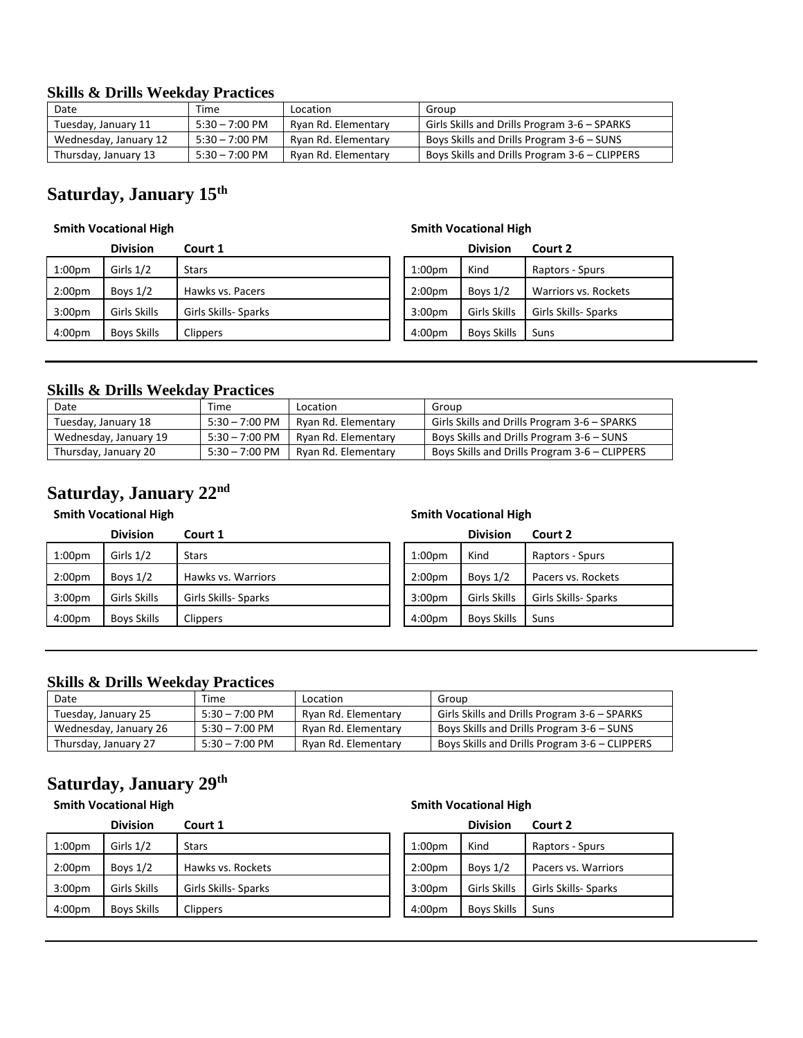## Skills & Drills Weekday Practices

| Date | Time | Location | Group |
|---|---|---|---|
| Tuesday, January 11 | 5:30 – 7:00 PM | Ryan Rd. Elementary | Girls Skills and Drills Program 3-6 – SPARKS |
| Wednesday, January 12 | 5:30 – 7:00 PM | Ryan Rd. Elementary | Boys Skills and Drills Program 3-6 – SUNS |
| Thursday, January 13 | 5:30 – 7:00 PM | Ryan Rd. Elementary | Boys Skills and Drills Program 3-6 – CLIPPERS |

# Saturday, January 15th

**Smith Vocational High**

| | Division | Court 1 |
|---|---|---|
| 1:00pm | Girls 1/2 | Stars |
| 2:00pm | Boys 1/2 | Hawks vs. Pacers |
| 3:00pm | Girls Skills | Girls Skills- Sparks |
| 4:00pm | Boys Skills | Clippers |

**Smith Vocational High**

| | Division | Court 2 |
|---|---|---|
| 1:00pm | Kind | Raptors - Spurs |
| 2:00pm | Boys 1/2 | Warriors vs. Rockets |
| 3:00pm | Girls Skills | Girls Skills- Sparks |
| 4:00pm | Boys Skills | Suns |

---

## Skills & Drills Weekday Practices

| Date | Time | Location | Group |
|---|---|---|---|
| Tuesday, January 18 | 5:30 – 7:00 PM | Ryan Rd. Elementary | Girls Skills and Drills Program 3-6 – SPARKS |
| Wednesday, January 19 | 5:30 – 7:00 PM | Ryan Rd. Elementary | Boys Skills and Drills Program 3-6 – SUNS |
| Thursday, January 20 | 5:30 – 7:00 PM | Ryan Rd. Elementary | Boys Skills and Drills Program 3-6 – CLIPPERS |

# Saturday, January 22nd

**Smith Vocational High**

| | Division | Court 1 |
|---|---|---|
| 1:00pm | Girls 1/2 | Stars |
| 2:00pm | Boys 1/2 | Hawks vs. Warriors |
| 3:00pm | Girls Skills | Girls Skills- Sparks |
| 4:00pm | Boys Skills | Clippers |

**Smith Vocational High**

| | Division | Court 2 |
|---|---|---|
| 1:00pm | Kind | Raptors - Spurs |
| 2:00pm | Boys 1/2 | Pacers vs. Rockets |
| 3:00pm | Girls Skills | Girls Skills- Sparks |
| 4:00pm | Boys Skills | Suns |

---

## Skills & Drills Weekday Practices

| Date | Time | Location | Group |
|---|---|---|---|
| Tuesday, January 25 | 5:30 – 7:00 PM | Ryan Rd. Elementary | Girls Skills and Drills Program 3-6 – SPARKS |
| Wednesday, January 26 | 5:30 – 7:00 PM | Ryan Rd. Elementary | Boys Skills and Drills Program 3-6 – SUNS |
| Thursday, January 27 | 5:30 – 7:00 PM | Ryan Rd. Elementary | Boys Skills and Drills Program 3-6 – CLIPPERS |

# Saturday, January 29th

**Smith Vocational High**

| | Division | Court 1 |
|---|---|---|
| 1:00pm | Girls 1/2 | Stars |
| 2:00pm | Boys 1/2 | Hawks vs. Rockets |
| 3:00pm | Girls Skills | Girls Skills- Sparks |
| 4:00pm | Boys Skills | Clippers |

**Smith Vocational High**

| | Division | Court 2 |
|---|---|---|
| 1:00pm | Kind | Raptors - Spurs |
| 2:00pm | Boys 1/2 | Pacers vs. Warriors |
| 3:00pm | Girls Skills | Girls Skills- Sparks |
| 4:00pm | Boys Skills | Suns |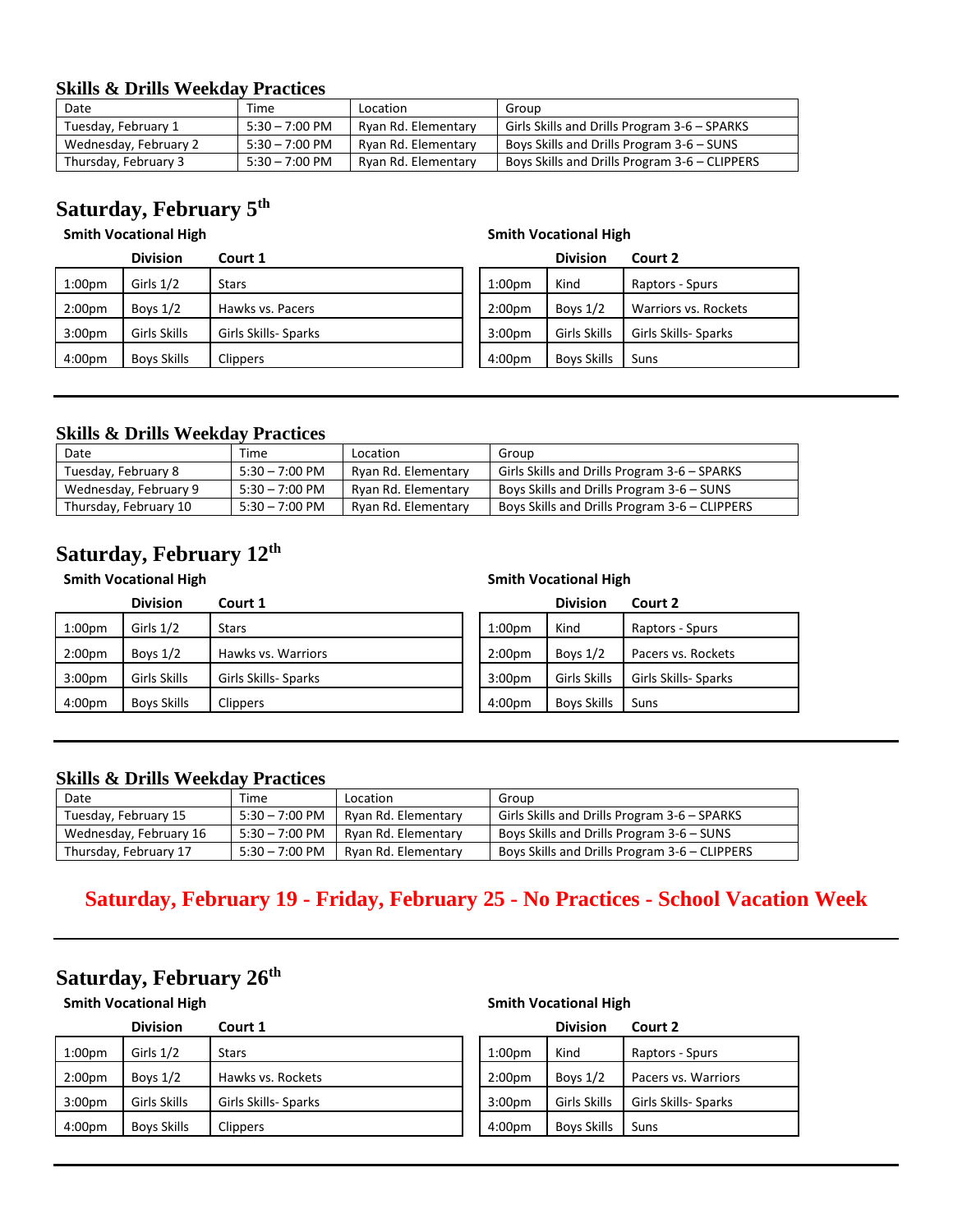### Skills & Drills Weekday Practices

| Date | Time | Location | Group |
|---|---|---|---|
| Tuesday, February 1 | 5:30 – 7:00 PM | Ryan Rd. Elementary | Girls Skills and Drills Program 3-6 – SPARKS |
| Wednesday, February 2 | 5:30 – 7:00 PM | Ryan Rd. Elementary | Boys Skills and Drills Program 3-6 – SUNS |
| Thursday, February 3 | 5:30 – 7:00 PM | Ryan Rd. Elementary | Boys Skills and Drills Program 3-6 – CLIPPERS |

## Saturday, February 5th

**Smith Vocational High**

| | Division | Court 1 |
|---|---|---|
| 1:00pm | Girls 1/2 | Stars |
| 2:00pm | Boys 1/2 | Hawks vs. Pacers |
| 3:00pm | Girls Skills | Girls Skills- Sparks |
| 4:00pm | Boys Skills | Clippers |

**Smith Vocational High**

| | Division | Court 2 |
|---|---|---|
| 1:00pm | Kind | Raptors - Spurs |
| 2:00pm | Boys 1/2 | Warriors vs. Rockets |
| 3:00pm | Girls Skills | Girls Skills- Sparks |
| 4:00pm | Boys Skills | Suns |

---

### Skills & Drills Weekday Practices

| Date | Time | Location | Group |
|---|---|---|---|
| Tuesday, February 8 | 5:30 – 7:00 PM | Ryan Rd. Elementary | Girls Skills and Drills Program 3-6 – SPARKS |
| Wednesday, February 9 | 5:30 – 7:00 PM | Ryan Rd. Elementary | Boys Skills and Drills Program 3-6 – SUNS |
| Thursday, February 10 | 5:30 – 7:00 PM | Ryan Rd. Elementary | Boys Skills and Drills Program 3-6 – CLIPPERS |

## Saturday, February 12th

**Smith Vocational High**

| | Division | Court 1 |
|---|---|---|
| 1:00pm | Girls 1/2 | Stars |
| 2:00pm | Boys 1/2 | Hawks vs. Warriors |
| 3:00pm | Girls Skills | Girls Skills- Sparks |
| 4:00pm | Boys Skills | Clippers |

**Smith Vocational High**

| | Division | Court 2 |
|---|---|---|
| 1:00pm | Kind | Raptors - Spurs |
| 2:00pm | Boys 1/2 | Pacers vs. Rockets |
| 3:00pm | Girls Skills | Girls Skills- Sparks |
| 4:00pm | Boys Skills | Suns |

---

### Skills & Drills Weekday Practices

| Date | Time | Location | Group |
|---|---|---|---|
| Tuesday, February 15 | 5:30 – 7:00 PM | Ryan Rd. Elementary | Girls Skills and Drills Program 3-6 – SPARKS |
| Wednesday, February 16 | 5:30 – 7:00 PM | Ryan Rd. Elementary | Boys Skills and Drills Program 3-6 – SUNS |
| Thursday, February 17 | 5:30 – 7:00 PM | Ryan Rd. Elementary | Boys Skills and Drills Program 3-6 – CLIPPERS |

**Saturday, February 19 - Friday, February 25 - No Practices - School Vacation Week**

---

## Saturday, February 26th

**Smith Vocational High**

| | Division | Court 1 |
|---|---|---|
| 1:00pm | Girls 1/2 | Stars |
| 2:00pm | Boys 1/2 | Hawks vs. Rockets |
| 3:00pm | Girls Skills | Girls Skills- Sparks |
| 4:00pm | Boys Skills | Clippers |

**Smith Vocational High**

| | Division | Court 2 |
|---|---|---|
| 1:00pm | Kind | Raptors - Spurs |
| 2:00pm | Boys 1/2 | Pacers vs. Warriors |
| 3:00pm | Girls Skills | Girls Skills- Sparks |
| 4:00pm | Boys Skills | Suns |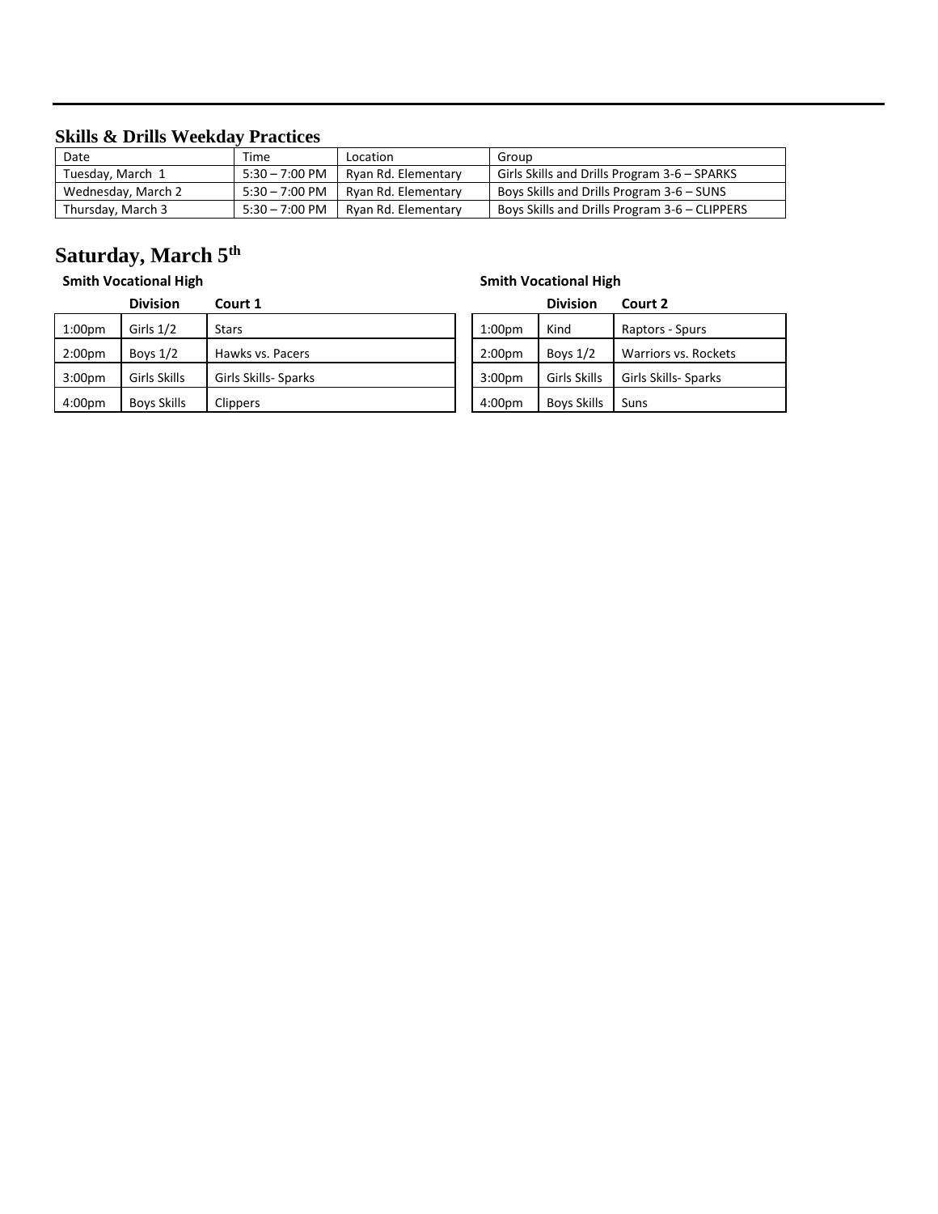## Skills & Drills Weekday Practices

| Date | Time | Location | Group |
|---|---|---|---|
| Tuesday, March 1 | 5:30 – 7:00 PM | Ryan Rd. Elementary | Girls Skills and Drills Program 3-6 – SPARKS |
| Wednesday, March 2 | 5:30 – 7:00 PM | Ryan Rd. Elementary | Boys Skills and Drills Program 3-6 – SUNS |
| Thursday, March 3 | 5:30 – 7:00 PM | Ryan Rd. Elementary | Boys Skills and Drills Program 3-6 – CLIPPERS |

## Saturday, March 5th

**Smith Vocational High**

| | Division | Court 1 |
|---|---|---|
| 1:00pm | Girls 1/2 | Stars |
| 2:00pm | Boys 1/2 | Hawks vs. Pacers |
| 3:00pm | Girls Skills | Girls Skills- Sparks |
| 4:00pm | Boys Skills | Clippers |

**Smith Vocational High**

| | Division | Court 2 |
|---|---|---|
| 1:00pm | Kind | Raptors - Spurs |
| 2:00pm | Boys 1/2 | Warriors vs. Rockets |
| 3:00pm | Girls Skills | Girls Skills- Sparks |
| 4:00pm | Boys Skills | Suns |